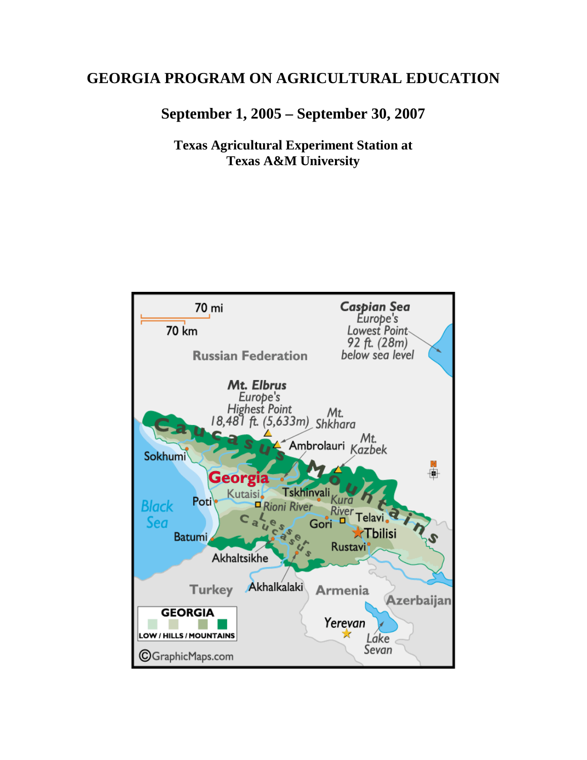# GEORGIA PROGRAM ON AGRICULTURAL EDUCATION

## September 1, 2005 – September 30, 2007

### Texas Agricultural Experiment Station at Texas A&M University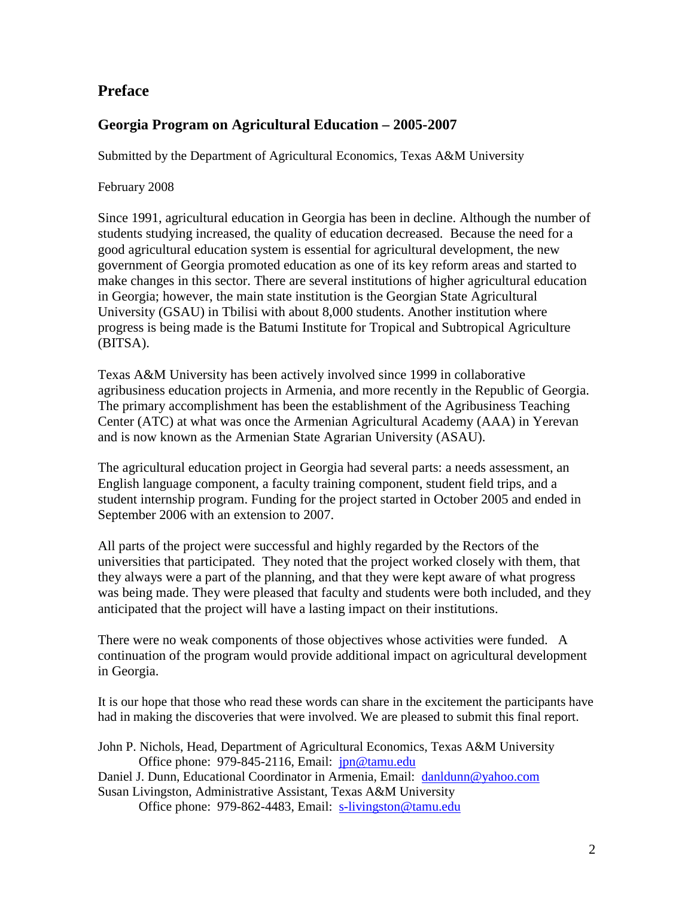# Preface

## Georgia Program on Agricultural Education – 2005-2007

Submitted by the Department of Agricultural Economics, Texas A&M University

February 2008

Since 1991, agricultural education in Georgia has been in decline. Although the number of students studying increased, the quality of education decreased. Because the need for a good agricultural education system is essential for agricultural development, the new government of Georgia promoted education as one of its key reform areas and started to make changes in this sector. There are several institutions of higher agricultural education in Georgia; however, the main state institution is the Georgian State Agricultural University (GSAU) in Tbilisi with about 8,000 students. Another institution where progress is being made is the Batumi Institute for Tropical and Subtropical Agriculture (BITSA).

Texas A&M University has been actively involved since 1999 in collaborative agribusiness education projects in Armenia, and more recently in the Republic of Georgia. The primary accomplishment has been the establishment of the Agribusiness Teaching Center (ATC) at what was once the Armenian Agricultural Academy (AAA) in Yerevan and is now known as the Armenian State Agrarian University (ASAU).

The agricultural education project in Georgia had several parts: a needs assessment, an English language component, a faculty training component, student field trips, and a student internship program. Funding for the project started in October 2005 and ended in September 2006 with an extension to 2007.

All parts of the project were successful and highly regarded by the Rectors of the universities that participated. They noted that the project worked closely with them, that they always were a part of the planning, and that they were kept aware of what progress was being made. They were pleased that faculty and students were both included, and they anticipated that the project will have a lasting impact on their institutions.

There were no weak components of those objectives whose activities were funded. A continuation of the program would provide additional impact on agricultural development in Georgia.

It is our hope that those who read these words can share in the excitement the participants have had in making the discoveries that were involved. We are pleased to submit this final report.

John P. Nichols, Head, Department of Agricultural Economics, Texas A&M University
Office phone: 979-845-2116, Email: jpn@tamu.edu
Daniel J. Dunn, Educational Coordinator in Armenia, Email: danldunn@yahoo.com
Susan Livingston, Administrative Assistant, Texas A&M University
Office phone: 979-862-4483, Email: s-livingston@tamu.edu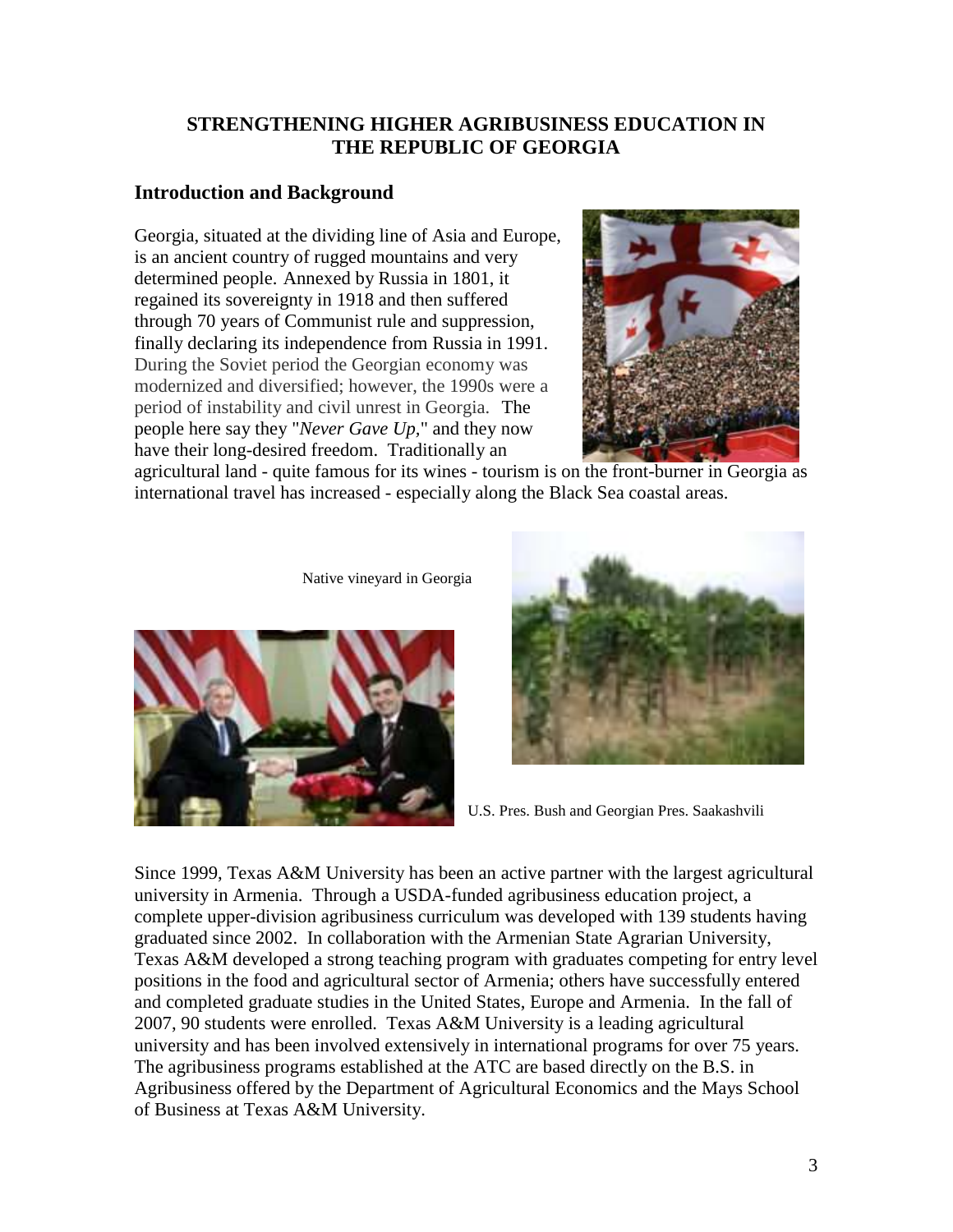## STRENGTHENING HIGHER AGRIBUSINESS EDUCATION IN THE REPUBLIC OF GEORGIA

### Introduction and Background

Georgia, situated at the dividing line of Asia and Europe, is an ancient country of rugged mountains and very determined people. Annexed by Russia in 1801, it regained its sovereignty in 1918 and then suffered through 70 years of Communist rule and suppression, finally declaring its independence from Russia in 1991. During the Soviet period the Georgian economy was modernized and diversified; however, the 1990s were a period of instability and civil unrest in Georgia. The people here say they "*Never Gave Up,*" and they now have their long-desired freedom. Traditionally an agricultural land - quite famous for its wines - tourism is on the front-burner in Georgia as international travel has increased - especially along the Black Sea coastal areas.

Native vineyard in Georgia

U.S. Pres. Bush and Georgian Pres. Saakashvili

Since 1999, Texas A&M University has been an active partner with the largest agricultural university in Armenia. Through a USDA-funded agribusiness education project, a complete upper-division agribusiness curriculum was developed with 139 students having graduated since 2002. In collaboration with the Armenian State Agrarian University, Texas A&M developed a strong teaching program with graduates competing for entry level positions in the food and agricultural sector of Armenia; others have successfully entered and completed graduate studies in the United States, Europe and Armenia. In the fall of 2007, 90 students were enrolled. Texas A&M University is a leading agricultural university and has been involved extensively in international programs for over 75 years. The agribusiness programs established at the ATC are based directly on the B.S. in Agribusiness offered by the Department of Agricultural Economics and the Mays School of Business at Texas A&M University.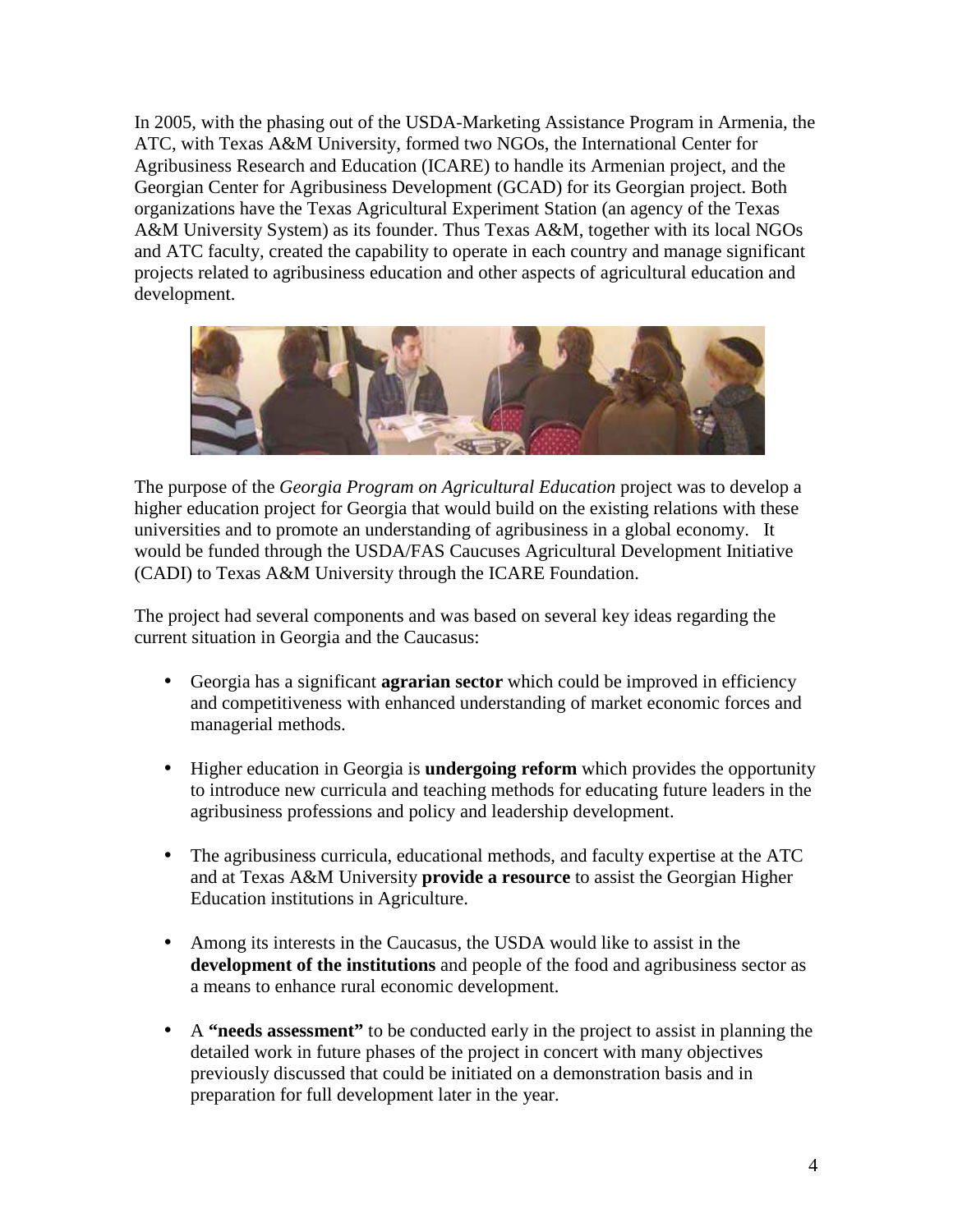In 2005, with the phasing out of the USDA-Marketing Assistance Program in Armenia, the ATC, with Texas A&M University, formed two NGOs, the International Center for Agribusiness Research and Education (ICARE) to handle its Armenian project, and the Georgian Center for Agribusiness Development (GCAD) for its Georgian project. Both organizations have the Texas Agricultural Experiment Station (an agency of the Texas A&M University System) as its founder. Thus Texas A&M, together with its local NGOs and ATC faculty, created the capability to operate in each country and manage significant projects related to agribusiness education and other aspects of agricultural education and development.

The purpose of the *Georgia Program on Agricultural Education* project was to develop a higher education project for Georgia that would build on the existing relations with these universities and to promote an understanding of agribusiness in a global economy. It would be funded through the USDA/FAS Caucuses Agricultural Development Initiative (CADI) to Texas A&M University through the ICARE Foundation.

The project had several components and was based on several key ideas regarding the current situation in Georgia and the Caucasus:

- Georgia has a significant **agrarian sector** which could be improved in efficiency and competitiveness with enhanced understanding of market economic forces and managerial methods.

- Higher education in Georgia is **undergoing reform** which provides the opportunity to introduce new curricula and teaching methods for educating future leaders in the agribusiness professions and policy and leadership development.

- The agribusiness curricula, educational methods, and faculty expertise at the ATC and at Texas A&M University **provide a resource** to assist the Georgian Higher Education institutions in Agriculture.

- Among its interests in the Caucasus, the USDA would like to assist in the **development of the institutions** and people of the food and agribusiness sector as a means to enhance rural economic development.

- A **"needs assessment"** to be conducted early in the project to assist in planning the detailed work in future phases of the project in concert with many objectives previously discussed that could be initiated on a demonstration basis and in preparation for full development later in the year.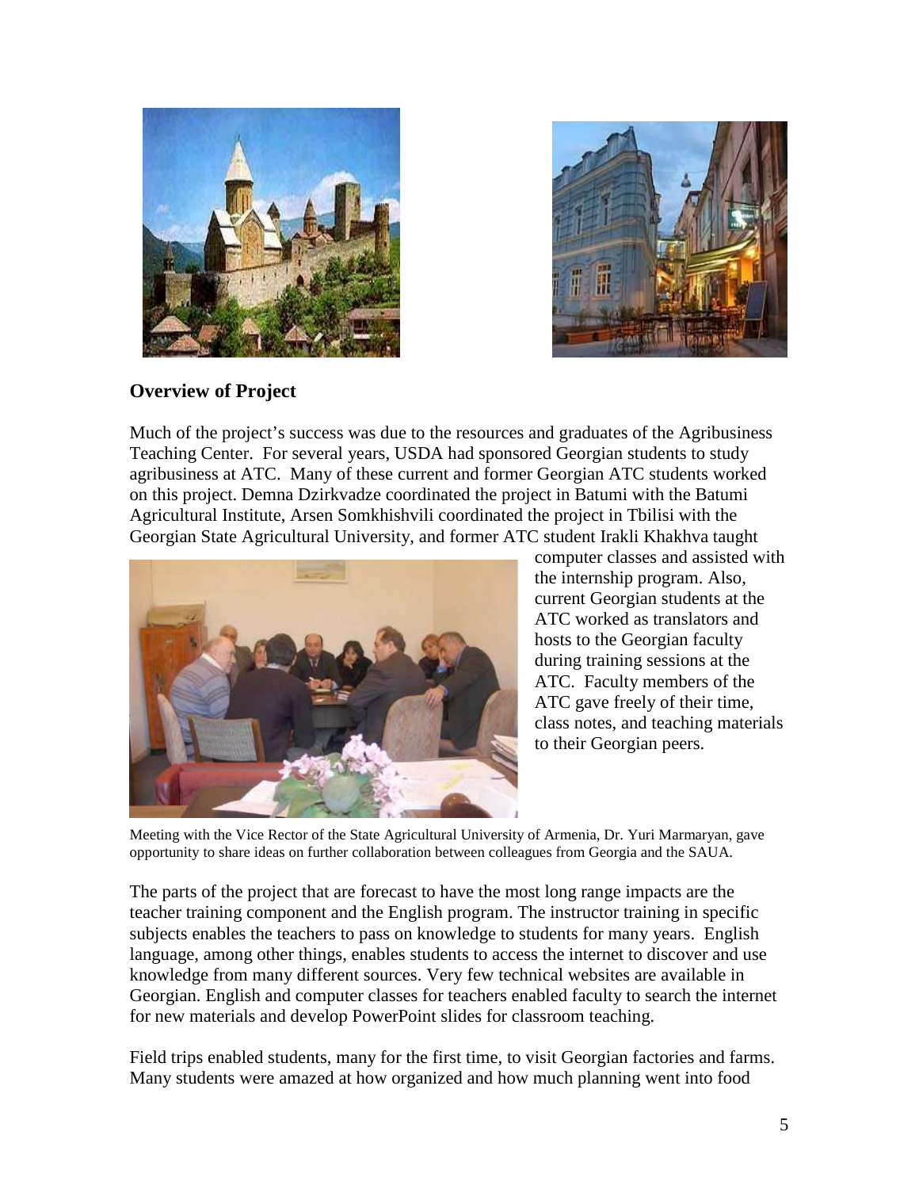## Overview of Project

Much of the project's success was due to the resources and graduates of the Agribusiness Teaching Center. For several years, USDA had sponsored Georgian students to study agribusiness at ATC. Many of these current and former Georgian ATC students worked on this project. Demna Dzirkvadze coordinated the project in Batumi with the Batumi Agricultural Institute, Arsen Somkhishvili coordinated the project in Tbilisi with the Georgian State Agricultural University, and former ATC student Irakli Khakhva taught computer classes and assisted with the internship program. Also, current Georgian students at the ATC worked as translators and hosts to the Georgian faculty during training sessions at the ATC. Faculty members of the ATC gave freely of their time, class notes, and teaching materials to their Georgian peers.

Meeting with the Vice Rector of the State Agricultural University of Armenia, Dr. Yuri Marmaryan, gave opportunity to share ideas on further collaboration between colleagues from Georgia and the SAUA.

The parts of the project that are forecast to have the most long range impacts are the teacher training component and the English program. The instructor training in specific subjects enables the teachers to pass on knowledge to students for many years. English language, among other things, enables students to access the internet to discover and use knowledge from many different sources. Very few technical websites are available in Georgian. English and computer classes for teachers enabled faculty to search the internet for new materials and develop PowerPoint slides for classroom teaching.

Field trips enabled students, many for the first time, to visit Georgian factories and farms. Many students were amazed at how organized and how much planning went into food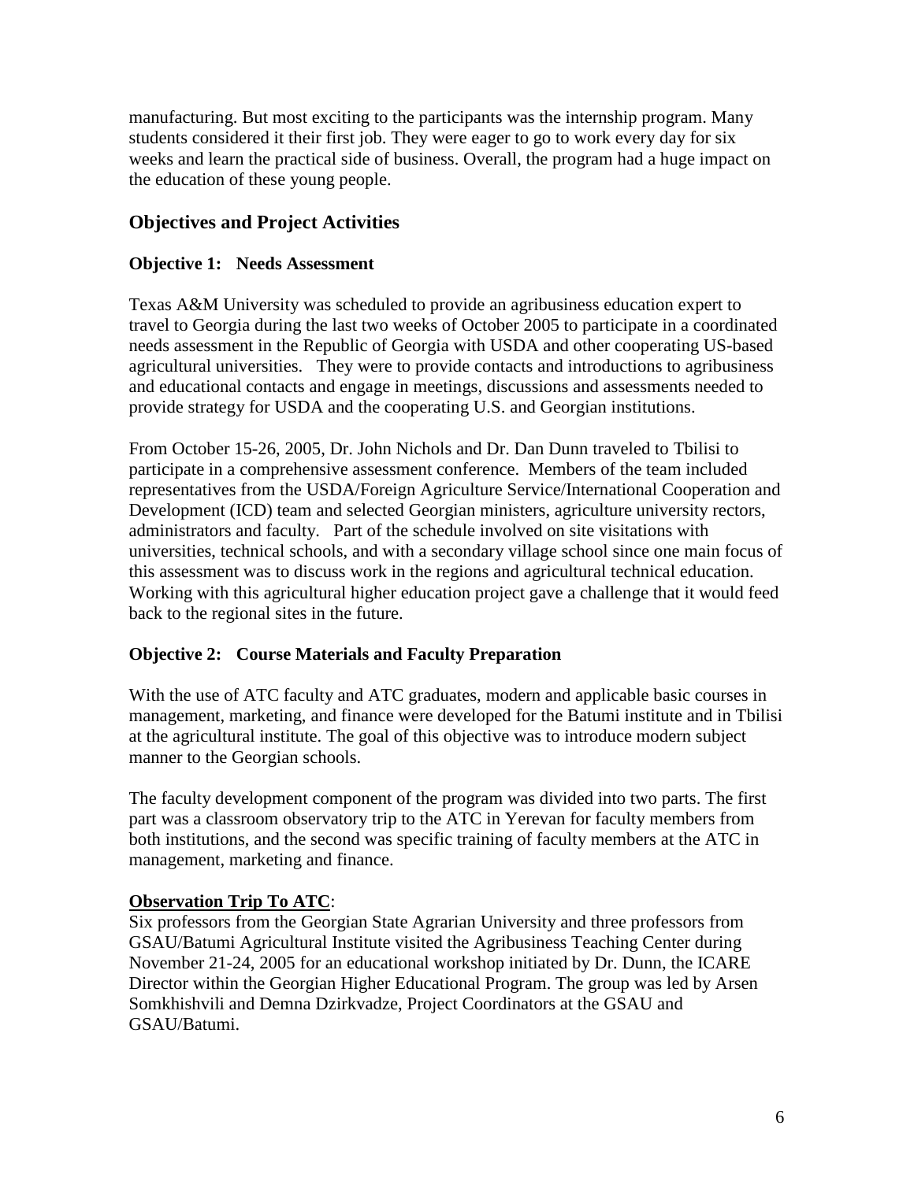manufacturing. But most exciting to the participants was the internship program. Many students considered it their first job. They were eager to go to work every day for six weeks and learn the practical side of business. Overall, the program had a huge impact on the education of these young people.

## Objectives and Project Activities

### Objective 1: Needs Assessment

Texas A&M University was scheduled to provide an agribusiness education expert to travel to Georgia during the last two weeks of October 2005 to participate in a coordinated needs assessment in the Republic of Georgia with USDA and other cooperating US-based agricultural universities. They were to provide contacts and introductions to agribusiness and educational contacts and engage in meetings, discussions and assessments needed to provide strategy for USDA and the cooperating U.S. and Georgian institutions.

From October 15-26, 2005, Dr. John Nichols and Dr. Dan Dunn traveled to Tbilisi to participate in a comprehensive assessment conference. Members of the team included representatives from the USDA/Foreign Agriculture Service/International Cooperation and Development (ICD) team and selected Georgian ministers, agriculture university rectors, administrators and faculty. Part of the schedule involved on site visitations with universities, technical schools, and with a secondary village school since one main focus of this assessment was to discuss work in the regions and agricultural technical education. Working with this agricultural higher education project gave a challenge that it would feed back to the regional sites in the future.

### Objective 2: Course Materials and Faculty Preparation

With the use of ATC faculty and ATC graduates, modern and applicable basic courses in management, marketing, and finance were developed for the Batumi institute and in Tbilisi at the agricultural institute. The goal of this objective was to introduce modern subject manner to the Georgian schools.

The faculty development component of the program was divided into two parts. The first part was a classroom observatory trip to the ATC in Yerevan for faculty members from both institutions, and the second was specific training of faculty members at the ATC in management, marketing and finance.

**Observation Trip To ATC**:
Six professors from the Georgian State Agrarian University and three professors from GSAU/Batumi Agricultural Institute visited the Agribusiness Teaching Center during November 21-24, 2005 for an educational workshop initiated by Dr. Dunn, the ICARE Director within the Georgian Higher Educational Program. The group was led by Arsen Somkhishvili and Demna Dzirkvadze, Project Coordinators at the GSAU and GSAU/Batumi.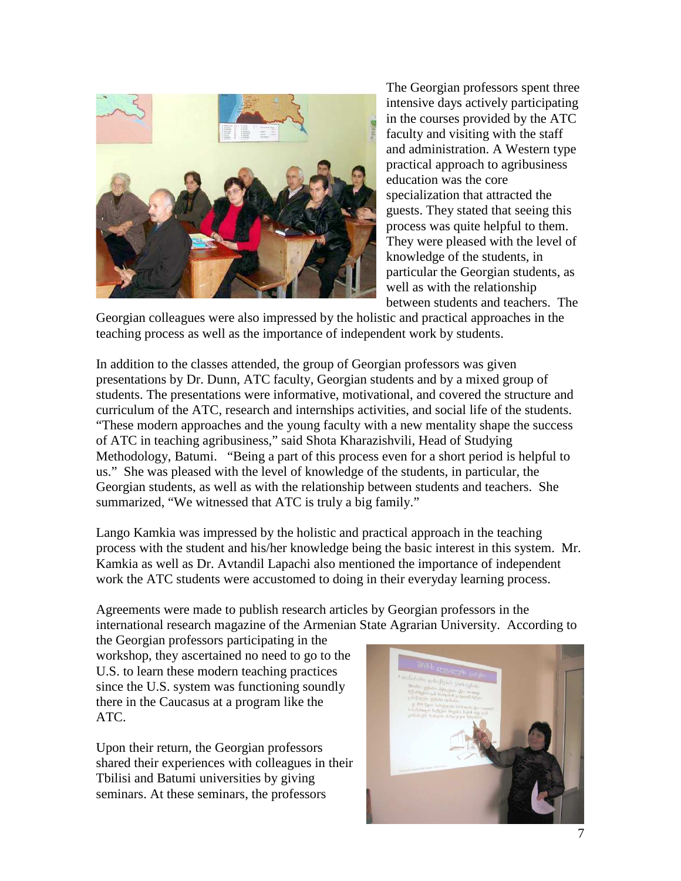The Georgian professors spent three intensive days actively participating in the courses provided by the ATC faculty and visiting with the staff and administration. A Western type practical approach to agribusiness education was the core specialization that attracted the guests. They stated that seeing this process was quite helpful to them. They were pleased with the level of knowledge of the students, in particular the Georgian students, as well as with the relationship between students and teachers. The Georgian colleagues were also impressed by the holistic and practical approaches in the teaching process as well as the importance of independent work by students.

In addition to the classes attended, the group of Georgian professors was given presentations by Dr. Dunn, ATC faculty, Georgian students and by a mixed group of students. The presentations were informative, motivational, and covered the structure and curriculum of the ATC, research and internships activities, and social life of the students. "These modern approaches and the young faculty with a new mentality shape the success of ATC in teaching agribusiness," said Shota Kharazishvili, Head of Studying Methodology, Batumi. "Being a part of this process even for a short period is helpful to us." She was pleased with the level of knowledge of the students, in particular, the Georgian students, as well as with the relationship between students and teachers. She summarized, "We witnessed that ATC is truly a big family."

Lango Kamkia was impressed by the holistic and practical approach in the teaching process with the student and his/her knowledge being the basic interest in this system. Mr. Kamkia as well as Dr. Avtandil Lapachi also mentioned the importance of independent work the ATC students were accustomed to doing in their everyday learning process.

Agreements were made to publish research articles by Georgian professors in the international research magazine of the Armenian State Agrarian University. According to the Georgian professors participating in the workshop, they ascertained no need to go to the U.S. to learn these modern teaching practices since the U.S. system was functioning soundly there in the Caucasus at a program like the ATC.

Upon their return, the Georgian professors shared their experiences with colleagues in their Tbilisi and Batumi universities by giving seminars. At these seminars, the professors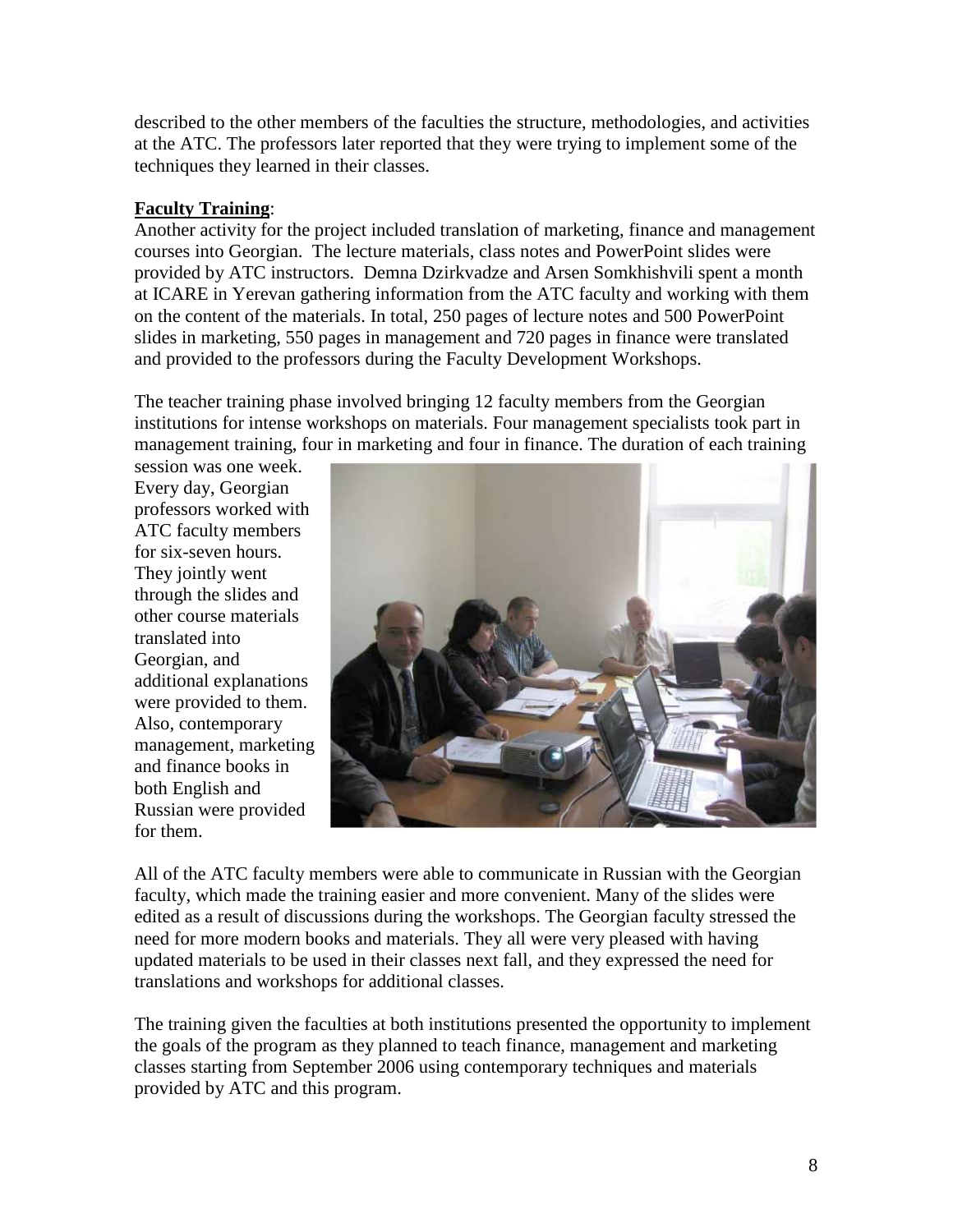described to the other members of the faculties the structure, methodologies, and activities at the ATC. The professors later reported that they were trying to implement some of the techniques they learned in their classes.

**Faculty Training**:

Another activity for the project included translation of marketing, finance and management courses into Georgian. The lecture materials, class notes and PowerPoint slides were provided by ATC instructors. Demna Dzirkvadze and Arsen Somkhishvili spent a month at ICARE in Yerevan gathering information from the ATC faculty and working with them on the content of the materials. In total, 250 pages of lecture notes and 500 PowerPoint slides in marketing, 550 pages in management and 720 pages in finance were translated and provided to the professors during the Faculty Development Workshops.

The teacher training phase involved bringing 12 faculty members from the Georgian institutions for intense workshops on materials. Four management specialists took part in management training, four in marketing and four in finance. The duration of each training session was one week. Every day, Georgian professors worked with ATC faculty members for six-seven hours. They jointly went through the slides and other course materials translated into Georgian, and additional explanations were provided to them. Also, contemporary management, marketing and finance books in both English and Russian were provided for them.

All of the ATC faculty members were able to communicate in Russian with the Georgian faculty, which made the training easier and more convenient. Many of the slides were edited as a result of discussions during the workshops. The Georgian faculty stressed the need for more modern books and materials. They all were very pleased with having updated materials to be used in their classes next fall, and they expressed the need for translations and workshops for additional classes.

The training given the faculties at both institutions presented the opportunity to implement the goals of the program as they planned to teach finance, management and marketing classes starting from September 2006 using contemporary techniques and materials provided by ATC and this program.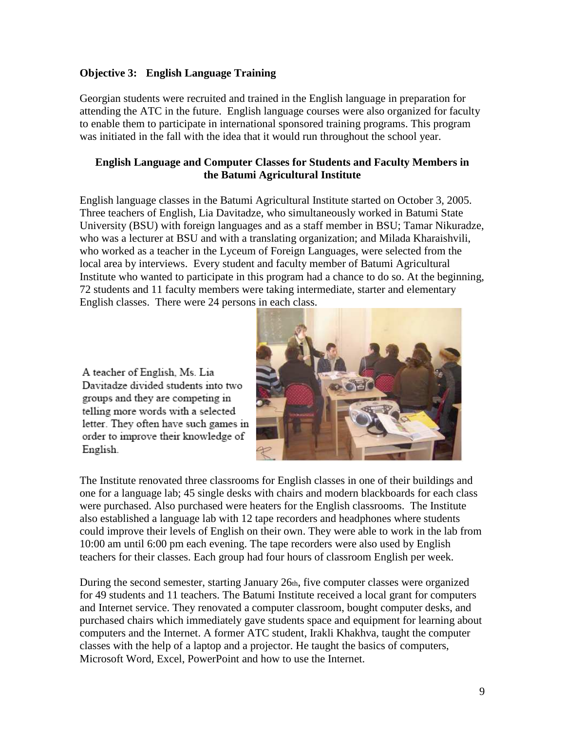**Objective 3: English Language Training**

Georgian students were recruited and trained in the English language in preparation for attending the ATC in the future. English language courses were also organized for faculty to enable them to participate in international sponsored training programs. This program was initiated in the fall with the idea that it would run throughout the school year.

**English Language and Computer Classes for Students and Faculty Members in the Batumi Agricultural Institute**

English language classes in the Batumi Agricultural Institute started on October 3, 2005. Three teachers of English, Lia Davitadze, who simultaneously worked in Batumi State University (BSU) with foreign languages and as a staff member in BSU; Tamar Nikuradze, who was a lecturer at BSU and with a translating organization; and Milada Kharaishvili, who worked as a teacher in the Lyceum of Foreign Languages, were selected from the local area by interviews. Every student and faculty member of Batumi Agricultural Institute who wanted to participate in this program had a chance to do so. At the beginning, 72 students and 11 faculty members were taking intermediate, starter and elementary English classes. There were 24 persons in each class.

A teacher of English, Ms. Lia Davitadze divided students into two groups and they are competing in telling more words with a selected letter. They often have such games in order to improve their knowledge of English.

The Institute renovated three classrooms for English classes in one of their buildings and one for a language lab; 45 single desks with chairs and modern blackboards for each class were purchased. Also purchased were heaters for the English classrooms. The Institute also established a language lab with 12 tape recorders and headphones where students could improve their levels of English on their own. They were able to work in the lab from 10:00 am until 6:00 pm each evening. The tape recorders were also used by English teachers for their classes. Each group had four hours of classroom English per week.

During the second semester, starting January 26th, five computer classes were organized for 49 students and 11 teachers. The Batumi Institute received a local grant for computers and Internet service. They renovated a computer classroom, bought computer desks, and purchased chairs which immediately gave students space and equipment for learning about computers and the Internet. A former ATC student, Irakli Khakhva, taught the computer classes with the help of a laptop and a projector. He taught the basics of computers, Microsoft Word, Excel, PowerPoint and how to use the Internet.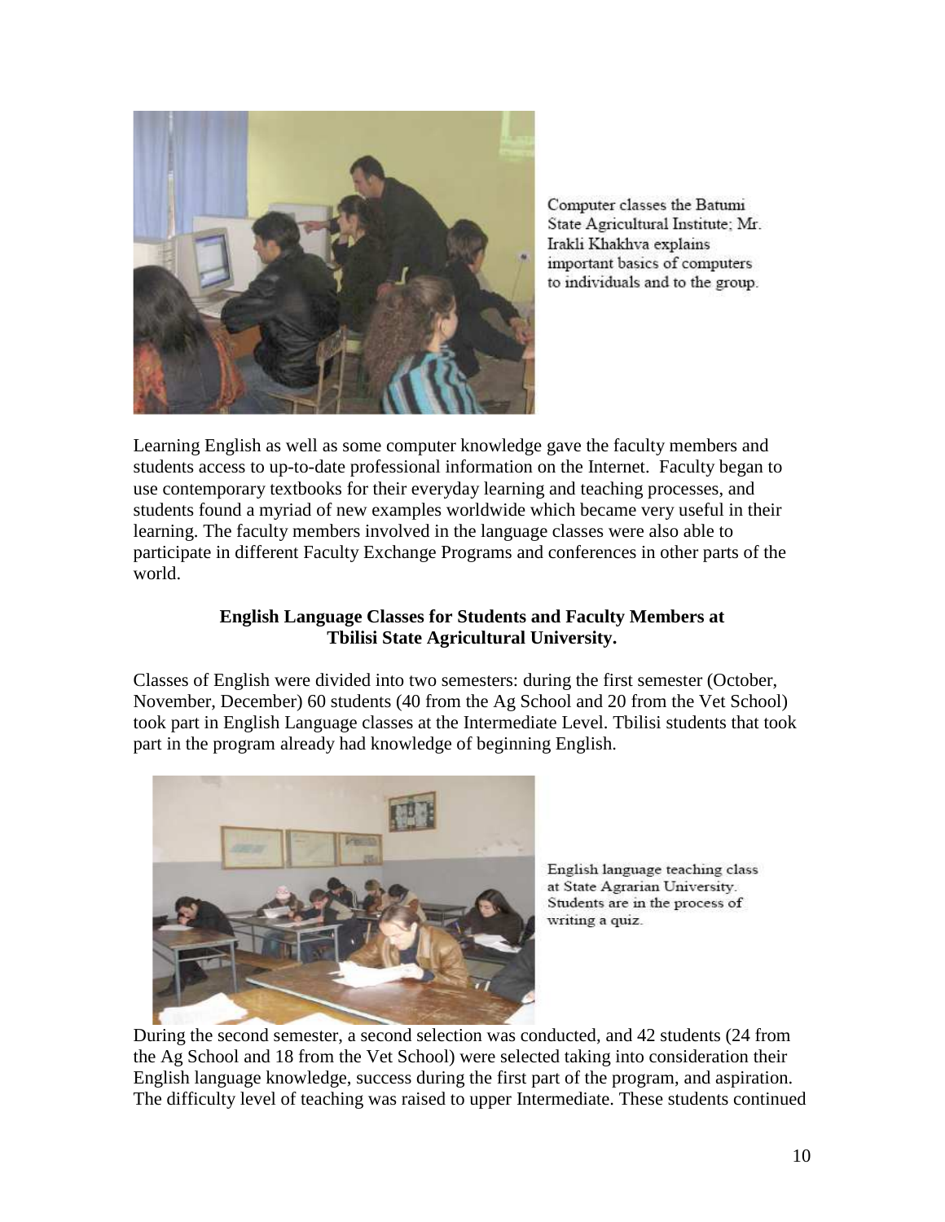Computer classes the Batumi State Agricultural Institute; Mr. Irakli Khakhva explains important basics of computers to individuals and to the group.

Learning English as well as some computer knowledge gave the faculty members and students access to up-to-date professional information on the Internet. Faculty began to use contemporary textbooks for their everyday learning and teaching processes, and students found a myriad of new examples worldwide which became very useful in their learning. The faculty members involved in the language classes were also able to participate in different Faculty Exchange Programs and conferences in other parts of the world.

**English Language Classes for Students and Faculty Members at Tbilisi State Agricultural University.**

Classes of English were divided into two semesters: during the first semester (October, November, December) 60 students (40 from the Ag School and 20 from the Vet School) took part in English Language classes at the Intermediate Level. Tbilisi students that took part in the program already had knowledge of beginning English.

English language teaching class at State Agrarian University. Students are in the process of writing a quiz.

During the second semester, a second selection was conducted, and 42 students (24 from the Ag School and 18 from the Vet School) were selected taking into consideration their English language knowledge, success during the first part of the program, and aspiration. The difficulty level of teaching was raised to upper Intermediate. These students continued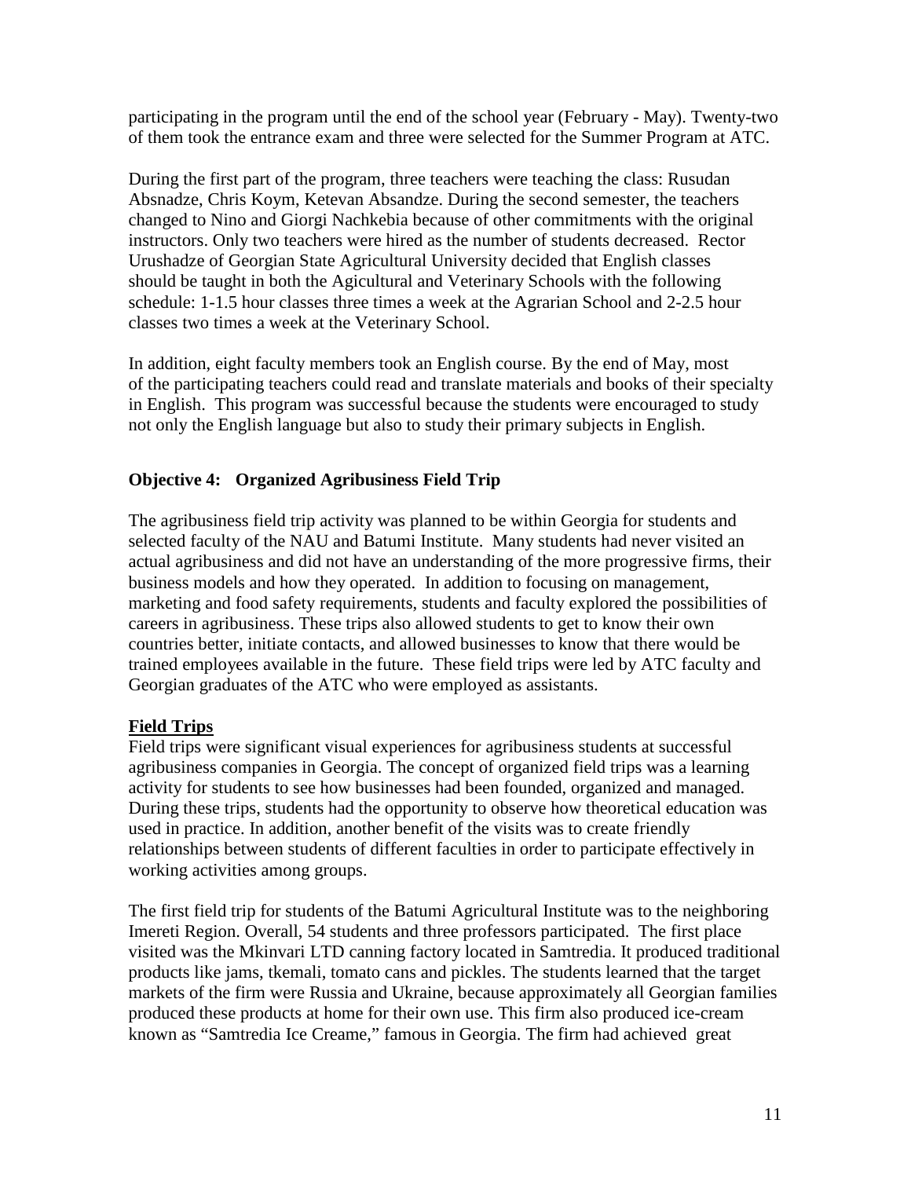participating in the program until the end of the school year (February - May). Twenty-two of them took the entrance exam and three were selected for the Summer Program at ATC.

During the first part of the program, three teachers were teaching the class: Rusudan Absnadze, Chris Koym, Ketevan Absandze. During the second semester, the teachers changed to Nino and Giorgi Nachkebia because of other commitments with the original instructors. Only two teachers were hired as the number of students decreased. Rector Urushadze of Georgian State Agricultural University decided that English classes should be taught in both the Agicultural and Veterinary Schools with the following schedule: 1-1.5 hour classes three times a week at the Agrarian School and 2-2.5 hour classes two times a week at the Veterinary School.

In addition, eight faculty members took an English course. By the end of May, most of the participating teachers could read and translate materials and books of their specialty in English. This program was successful because the students were encouraged to study not only the English language but also to study their primary subjects in English.

### Objective 4: Organized Agribusiness Field Trip

The agribusiness field trip activity was planned to be within Georgia for students and selected faculty of the NAU and Batumi Institute. Many students had never visited an actual agribusiness and did not have an understanding of the more progressive firms, their business models and how they operated. In addition to focusing on management, marketing and food safety requirements, students and faculty explored the possibilities of careers in agribusiness. These trips also allowed students to get to know their own countries better, initiate contacts, and allowed businesses to know that there would be trained employees available in the future. These field trips were led by ATC faculty and Georgian graduates of the ATC who were employed as assistants.

**Field Trips**

Field trips were significant visual experiences for agribusiness students at successful agribusiness companies in Georgia. The concept of organized field trips was a learning activity for students to see how businesses had been founded, organized and managed. During these trips, students had the opportunity to observe how theoretical education was used in practice. In addition, another benefit of the visits was to create friendly relationships between students of different faculties in order to participate effectively in working activities among groups.

The first field trip for students of the Batumi Agricultural Institute was to the neighboring Imereti Region. Overall, 54 students and three professors participated. The first place visited was the Mkinvari LTD canning factory located in Samtredia. It produced traditional products like jams, tkemali, tomato cans and pickles. The students learned that the target markets of the firm were Russia and Ukraine, because approximately all Georgian families produced these products at home for their own use. This firm also produced ice-cream known as "Samtredia Ice Creame," famous in Georgia. The firm had achieved great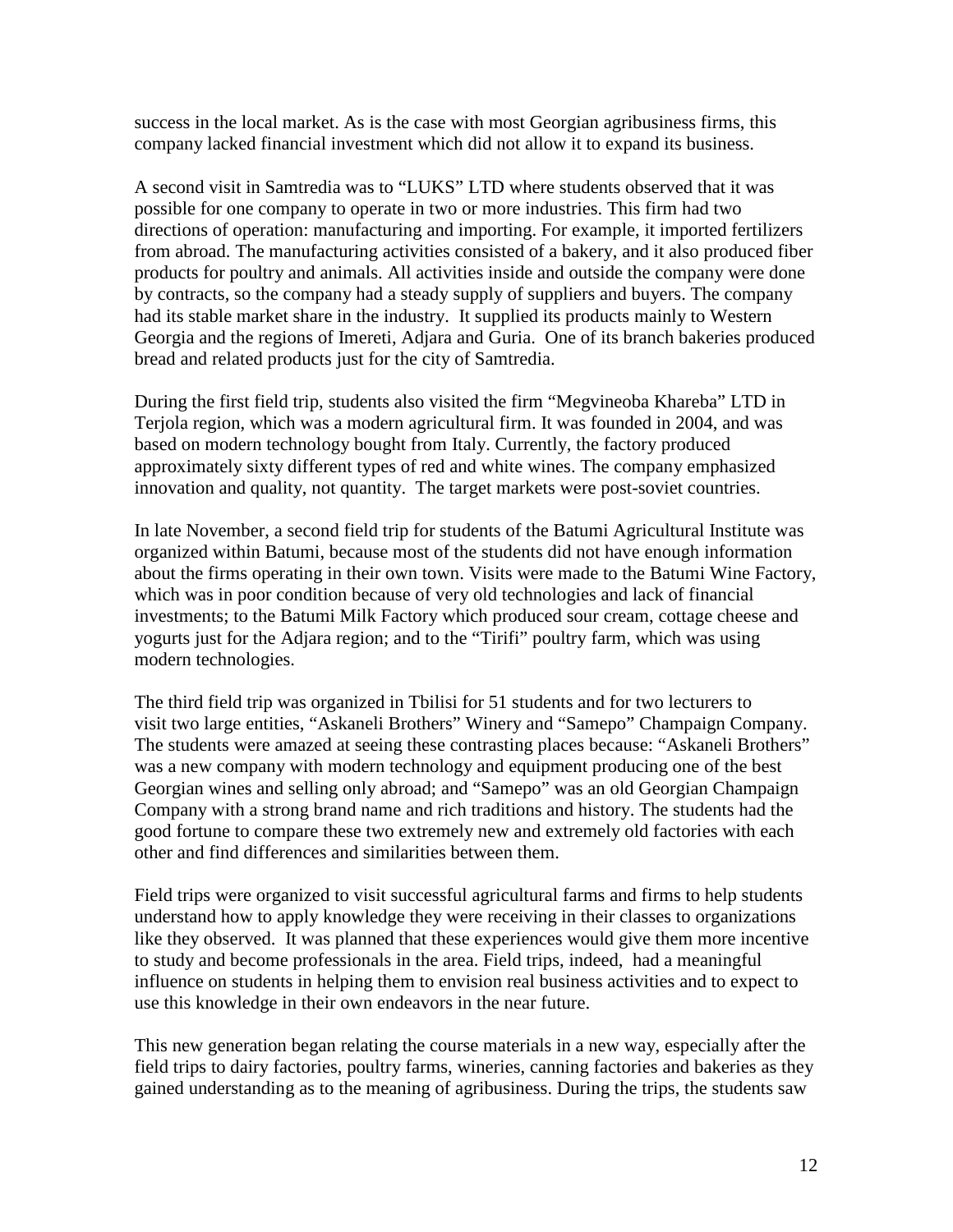success in the local market. As is the case with most Georgian agribusiness firms, this company lacked financial investment which did not allow it to expand its business.

A second visit in Samtredia was to "LUKS" LTD where students observed that it was possible for one company to operate in two or more industries. This firm had two directions of operation: manufacturing and importing. For example, it imported fertilizers from abroad. The manufacturing activities consisted of a bakery, and it also produced fiber products for poultry and animals. All activities inside and outside the company were done by contracts, so the company had a steady supply of suppliers and buyers. The company had its stable market share in the industry. It supplied its products mainly to Western Georgia and the regions of Imereti, Adjara and Guria. One of its branch bakeries produced bread and related products just for the city of Samtredia.

During the first field trip, students also visited the firm "Megvineoba Khareba" LTD in Terjola region, which was a modern agricultural firm. It was founded in 2004, and was based on modern technology bought from Italy. Currently, the factory produced approximately sixty different types of red and white wines. The company emphasized innovation and quality, not quantity. The target markets were post-soviet countries.

In late November, a second field trip for students of the Batumi Agricultural Institute was organized within Batumi, because most of the students did not have enough information about the firms operating in their own town. Visits were made to the Batumi Wine Factory, which was in poor condition because of very old technologies and lack of financial investments; to the Batumi Milk Factory which produced sour cream, cottage cheese and yogurts just for the Adjara region; and to the "Tirifi" poultry farm, which was using modern technologies.

The third field trip was organized in Tbilisi for 51 students and for two lecturers to visit two large entities, "Askaneli Brothers" Winery and "Samepo" Champaign Company. The students were amazed at seeing these contrasting places because: "Askaneli Brothers" was a new company with modern technology and equipment producing one of the best Georgian wines and selling only abroad; and "Samepo" was an old Georgian Champaign Company with a strong brand name and rich traditions and history. The students had the good fortune to compare these two extremely new and extremely old factories with each other and find differences and similarities between them.

Field trips were organized to visit successful agricultural farms and firms to help students understand how to apply knowledge they were receiving in their classes to organizations like they observed. It was planned that these experiences would give them more incentive to study and become professionals in the area. Field trips, indeed, had a meaningful influence on students in helping them to envision real business activities and to expect to use this knowledge in their own endeavors in the near future.

This new generation began relating the course materials in a new way, especially after the field trips to dairy factories, poultry farms, wineries, canning factories and bakeries as they gained understanding as to the meaning of agribusiness. During the trips, the students saw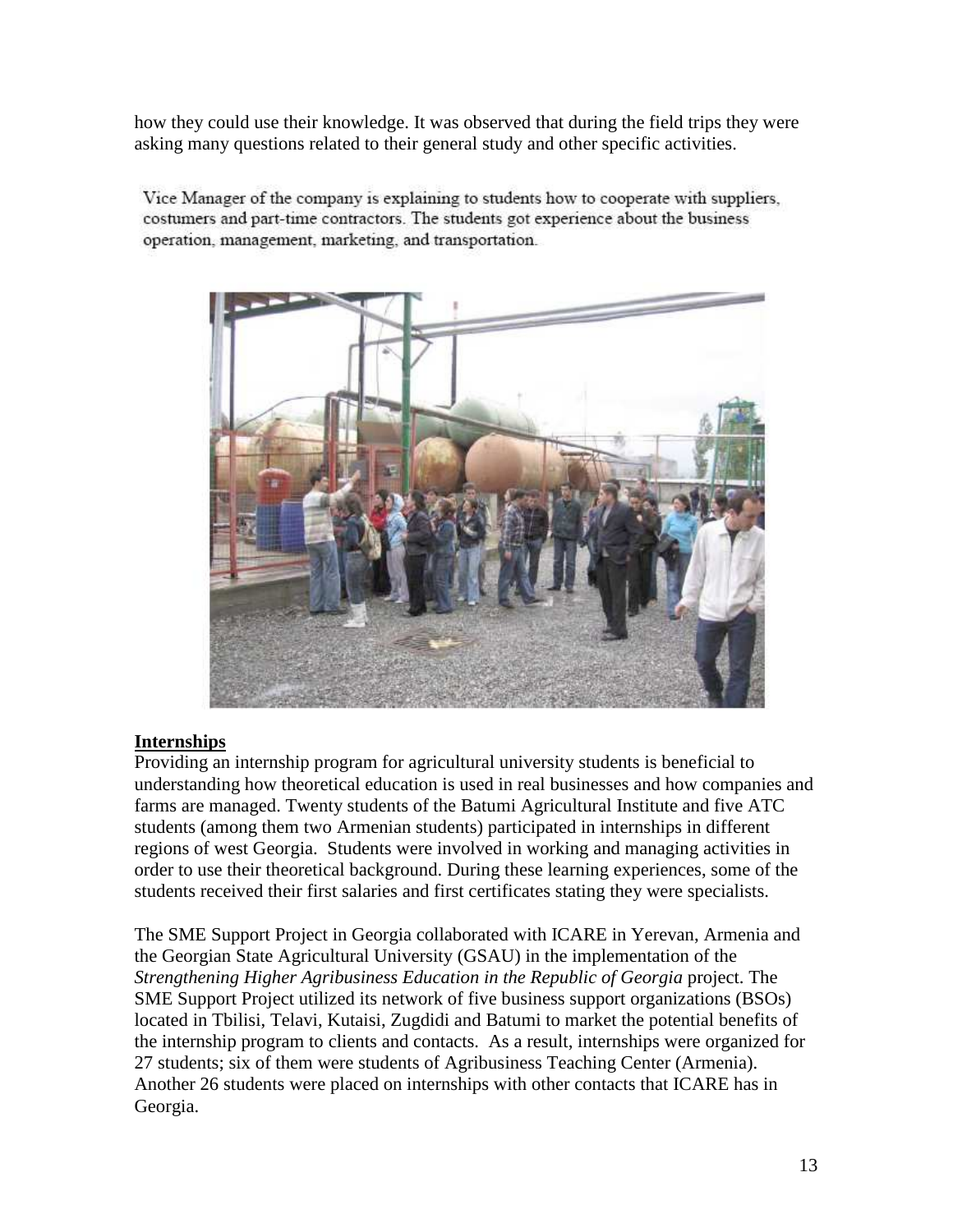how they could use their knowledge. It was observed that during the field trips they were asking many questions related to their general study and other specific activities.

Vice Manager of the company is explaining to students how to cooperate with suppliers, costumers and part-time contractors. The students got experience about the business operation, management, marketing, and transportation.

## Internships

Providing an internship program for agricultural university students is beneficial to understanding how theoretical education is used in real businesses and how companies and farms are managed. Twenty students of the Batumi Agricultural Institute and five ATC students (among them two Armenian students) participated in internships in different regions of west Georgia. Students were involved in working and managing activities in order to use their theoretical background. During these learning experiences, some of the students received their first salaries and first certificates stating they were specialists.

The SME Support Project in Georgia collaborated with ICARE in Yerevan, Armenia and the Georgian State Agricultural University (GSAU) in the implementation of the *Strengthening Higher Agribusiness Education in the Republic of Georgia* project. The SME Support Project utilized its network of five business support organizations (BSOs) located in Tbilisi, Telavi, Kutaisi, Zugdidi and Batumi to market the potential benefits of the internship program to clients and contacts. As a result, internships were organized for 27 students; six of them were students of Agribusiness Teaching Center (Armenia). Another 26 students were placed on internships with other contacts that ICARE has in Georgia.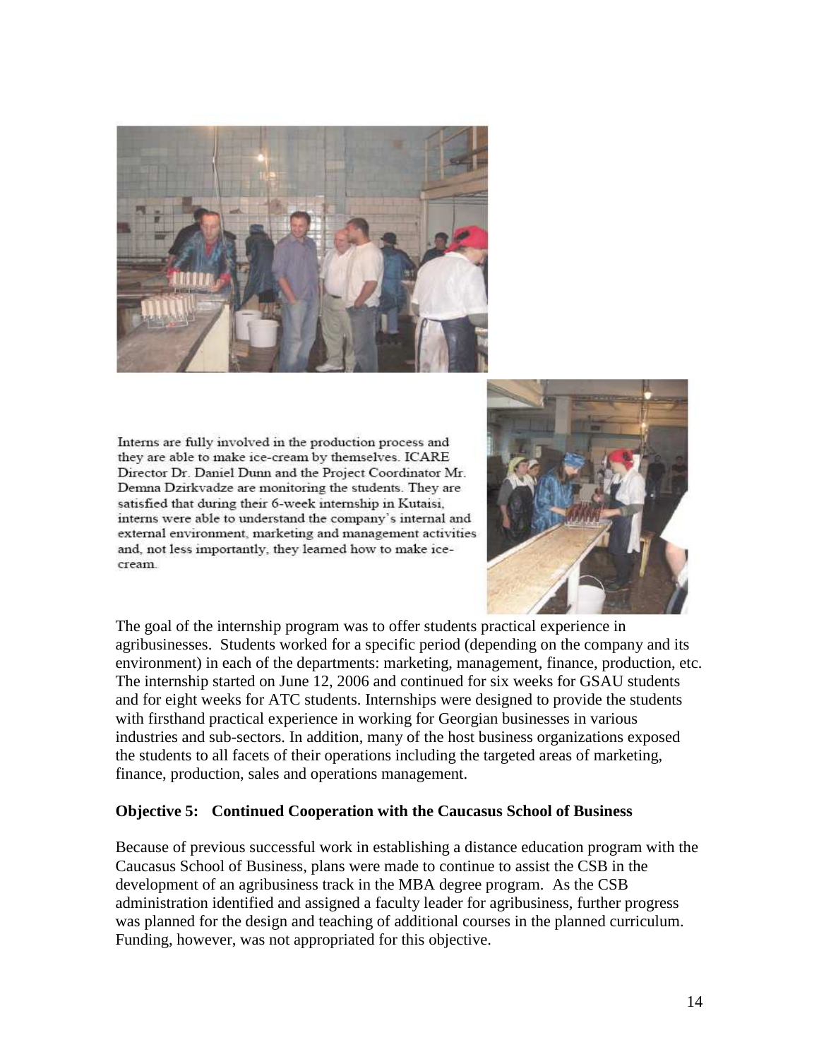Interns are fully involved in the production process and they are able to make ice-cream by themselves. ICARE Director Dr. Daniel Dunn and the Project Coordinator Mr. Demna Dzirkvadze are monitoring the students. They are satisfied that during their 6-week internship in Kutaisi, interns were able to understand the company's internal and external environment, marketing and management activities and, not less importantly, they learned how to make ice-cream.

The goal of the internship program was to offer students practical experience in agribusinesses. Students worked for a specific period (depending on the company and its environment) in each of the departments: marketing, management, finance, production, etc. The internship started on June 12, 2006 and continued for six weeks for GSAU students and for eight weeks for ATC students. Internships were designed to provide the students with firsthand practical experience in working for Georgian businesses in various industries and sub-sectors. In addition, many of the host business organizations exposed the students to all facets of their operations including the targeted areas of marketing, finance, production, sales and operations management.

**Objective 5: Continued Cooperation with the Caucasus School of Business**

Because of previous successful work in establishing a distance education program with the Caucasus School of Business, plans were made to continue to assist the CSB in the development of an agribusiness track in the MBA degree program. As the CSB administration identified and assigned a faculty leader for agribusiness, further progress was planned for the design and teaching of additional courses in the planned curriculum. Funding, however, was not appropriated for this objective.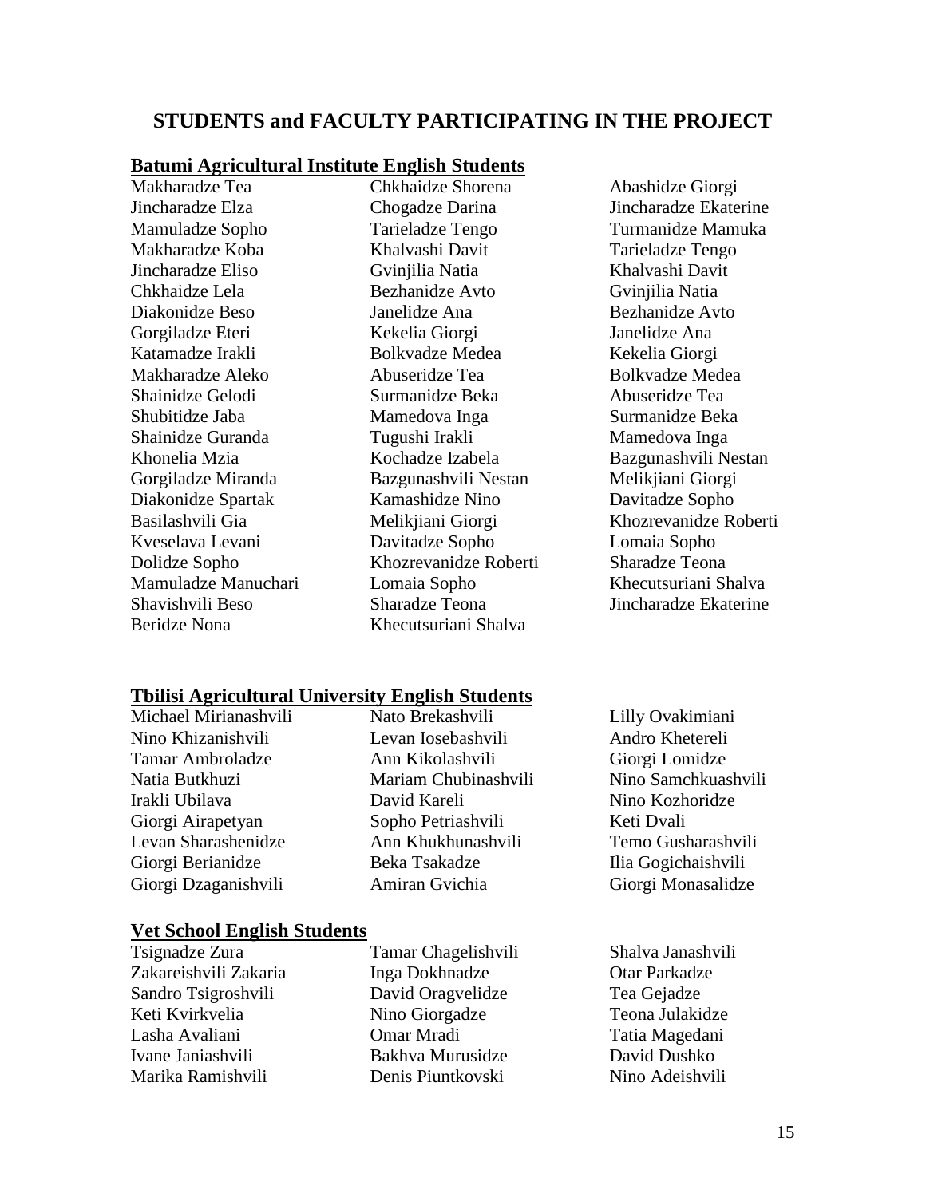## STUDENTS and FACULTY PARTICIPATING IN THE PROJECT

### Batumi Agricultural Institute English Students

Makharadze Tea
Jincharadze Elza
Mamuladze Sopho
Makharadze Koba
Jincharadze Eliso
Chkhaidze Lela
Diakonidze Beso
Gorgiladze Eteri
Katamadze Irakli
Makharadze Aleko
Shainidze Gelodi
Shubitidze Jaba
Shainidze Guranda
Khonelia Mzia
Gorgiladze Miranda
Diakonidze Spartak
Basilashvili Gia
Kveselava Levani
Dolidze Sopho
Mamuladze Manuchari
Shavishvili Beso
Beridze Nona

Chkhaidze Shorena
Chogadze Darina
Tarieladze Tengo
Khalvashi Davit
Gvinjilia Natia
Bezhanidze Avto
Janelidze Ana
Kekelia Giorgi
Bolkvadze Medea
Abuseridze Tea
Surmanidze Beka
Mamedova Inga
Tugushi Irakli
Kochadze Izabela
Bazgunashvili Nestan
Kamashidze Nino
Melikjiani Giorgi
Davitadze Sopho
Khozrevanidze Roberti
Lomaia Sopho
Sharadze Teona
Khecutsuriani Shalva

Abashidze Giorgi
Jincharadze Ekaterine
Turmanidze Mamuka
Tarieladze Tengo
Khalvashi Davit
Gvinjilia Natia
Bezhanidze Avto
Janelidze Ana
Kekelia Giorgi
Bolkvadze Medea
Abuseridze Tea
Surmanidze Beka
Mamedova Inga
Bazgunashvili Nestan
Melikjiani Giorgi
Davitadze Sopho
Khozrevanidze Roberti
Lomaia Sopho
Sharadze Teona
Khecutsuriani Shalva
Jincharadze Ekaterine

### Tbilisi Agricultural University English Students

Michael Mirianashvili
Nino Khizanishvili
Tamar Ambroladze
Natia Butkhuzi
Irakli Ubilava
Giorgi Airapetyan
Levan Sharashenidze
Giorgi Berianidze
Giorgi Dzaganishvili

Nato Brekashvili
Levan Iosebashvili
Ann Kikolashvili
Mariam Chubinashvili
David Kareli
Sopho Petriashvili
Ann Khukhunashvili
Beka Tsakadze
Amiran Gvichia

Lilly Ovakimiani
Andro Khetereli
Giorgi Lomidze
Nino Samchkuashvili
Nino Kozhoridze
Keti Dvali
Temo Gusharashvili
Ilia Gogichaishvili
Giorgi Monasalidze

### Vet School English Students

Tsignadze Zura
Zakareishvili Zakaria
Sandro Tsigroshvili
Keti Kvirkvelia
Lasha Avaliani
Ivane Janiashvili
Marika Ramishvili

Tamar Chagelishvili
Inga Dokhnadze
David Oragvelidze
Nino Giorgadze
Omar Mradi
Bakhva Murusidze
Denis Piuntkovski

Shalva Janashvili
Otar Parkadze
Tea Gejadze
Teona Julakidze
Tatia Magedani
David Dushko
Nino Adeishvili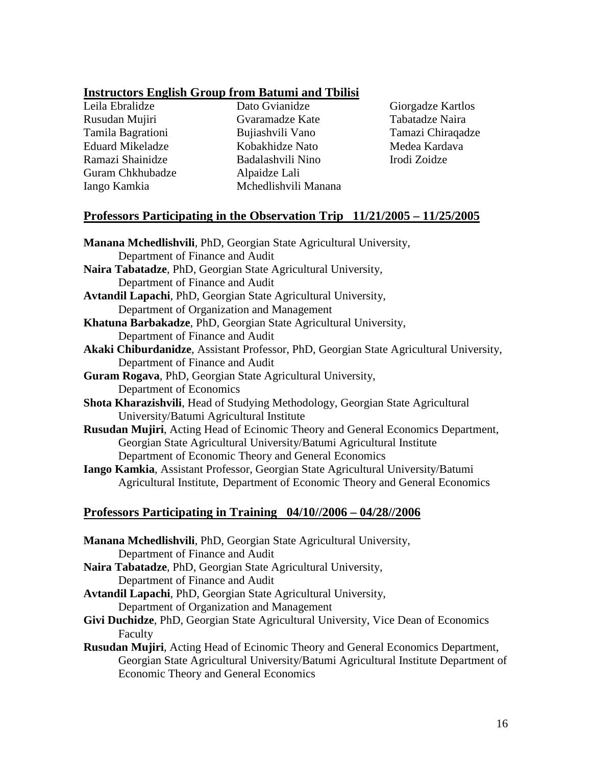## Instructors English Group from Batumi and Tbilisi

Leila Ebralidze
Rusudan Mujiri
Tamila Bagrationi
Eduard Mikeladze
Ramazi Shainidze
Guram Chkhubadze
Iango Kamkia
Dato Gvianidze
Gvaramadze Kate
Bujiashvili Vano
Kobakhidze Nato
Badalashvili Nino
Alpaidze Lali
Mchedlishvili Manana
Giorgadze Kartlos
Tabatadze Naira
Tamazi Chiraqadze
Medea Kardava
Irodi Zoidze

## Professors Participating in the Observation Trip 11/21/2005 – 11/25/2005

**Manana Mchedlishvili**, PhD, Georgian State Agricultural University, Department of Finance and Audit

**Naira Tabatadze**, PhD, Georgian State Agricultural University, Department of Finance and Audit

**Avtandil Lapachi**, PhD, Georgian State Agricultural University, Department of Organization and Management

**Khatuna Barbakadze**, PhD, Georgian State Agricultural University, Department of Finance and Audit

**Akaki Chiburdanidze**, Assistant Professor, PhD, Georgian State Agricultural University, Department of Finance and Audit

**Guram Rogava**, PhD, Georgian State Agricultural University, Department of Economics

**Shota Kharazishvili**, Head of Studying Methodology, Georgian State Agricultural University/Batumi Agricultural Institute

**Rusudan Mujiri**, Acting Head of Ecinomic Theory and General Economics Department, Georgian State Agricultural University/Batumi Agricultural Institute Department of Economic Theory and General Economics

**Iango Kamkia**, Assistant Professor, Georgian State Agricultural University/Batumi Agricultural Institute, Department of Economic Theory and General Economics

## Professors Participating in Training 04/10//2006 – 04/28//2006

**Manana Mchedlishvili**, PhD, Georgian State Agricultural University, Department of Finance and Audit

**Naira Tabatadze**, PhD, Georgian State Agricultural University, Department of Finance and Audit

**Avtandil Lapachi**, PhD, Georgian State Agricultural University, Department of Organization and Management

**Givi Duchidze**, PhD, Georgian State Agricultural University, Vice Dean of Economics Faculty

**Rusudan Mujiri**, Acting Head of Ecinomic Theory and General Economics Department, Georgian State Agricultural University/Batumi Agricultural Institute Department of Economic Theory and General Economics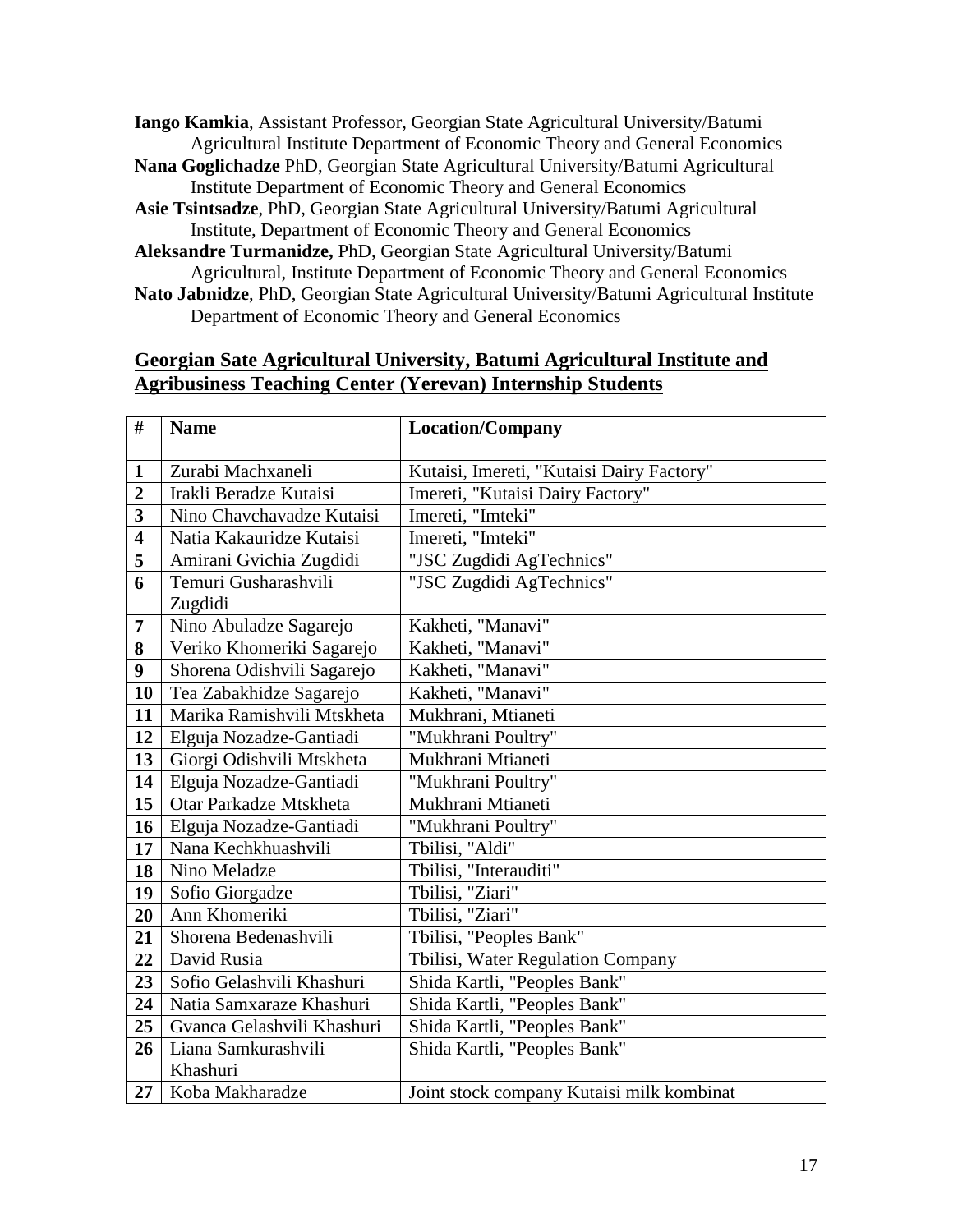**Iango Kamkia**, Assistant Professor, Georgian State Agricultural University/Batumi Agricultural Institute Department of Economic Theory and General Economics

**Nana Goglichadze** PhD, Georgian State Agricultural University/Batumi Agricultural Institute Department of Economic Theory and General Economics

**Asie Tsintsadze**, PhD, Georgian State Agricultural University/Batumi Agricultural Institute, Department of Economic Theory and General Economics

**Aleksandre Turmanidze,** PhD, Georgian State Agricultural University/Batumi Agricultural, Institute Department of Economic Theory and General Economics

**Nato Jabnidze**, PhD, Georgian State Agricultural University/Batumi Agricultural Institute Department of Economic Theory and General Economics

## Georgian Sate Agricultural University, Batumi Agricultural Institute and Agribusiness Teaching Center (Yerevan) Internship Students

| # | Name | Location/Company |
|---|---|---|
| 1 | Zurabi Machxaneli | Kutaisi, Imereti, "Kutaisi Dairy Factory" |
| 2 | Irakli Beradze Kutaisi | Imereti, "Kutaisi Dairy Factory" |
| 3 | Nino Chavchavadze Kutaisi | Imereti, "Imteki" |
| 4 | Natia Kakauridze Kutaisi | Imereti, "Imteki" |
| 5 | Amirani Gvichia Zugdidi | "JSC Zugdidi AgTechnics" |
| 6 | Temuri Gusharashvili Zugdidi | "JSC Zugdidi AgTechnics" |
| 7 | Nino Abuladze Sagarejo | Kakheti, "Manavi" |
| 8 | Veriko Khomeriki Sagarejo | Kakheti, "Manavi" |
| 9 | Shorena Odishvili Sagarejo | Kakheti, "Manavi" |
| 10 | Tea Zabakhidze Sagarejo | Kakheti, "Manavi" |
| 11 | Marika Ramishvili Mtskheta | Mukhrani, Mtianeti |
| 12 | Elguja Nozadze-Gantiadi | "Mukhrani Poultry" |
| 13 | Giorgi Odishvili Mtskheta | Mukhrani Mtianeti |
| 14 | Elguja Nozadze-Gantiadi | "Mukhrani Poultry" |
| 15 | Otar Parkadze Mtskheta | Mukhrani Mtianeti |
| 16 | Elguja Nozadze-Gantiadi | "Mukhrani Poultry" |
| 17 | Nana Kechkhuashvili | Tbilisi, "Aldi" |
| 18 | Nino Meladze | Tbilisi, "Interauditi" |
| 19 | Sofio Giorgadze | Tbilisi, "Ziari" |
| 20 | Ann Khomeriki | Tbilisi, "Ziari" |
| 21 | Shorena Bedenashvili | Tbilisi, "Peoples Bank" |
| 22 | David Rusia | Tbilisi, Water Regulation Company |
| 23 | Sofio Gelashvili Khashuri | Shida Kartli, "Peoples Bank" |
| 24 | Natia Samxaraze Khashuri | Shida Kartli, "Peoples Bank" |
| 25 | Gvanca Gelashvili Khashuri | Shida Kartli, "Peoples Bank" |
| 26 | Liana Samkurashvili Khashuri | Shida Kartli, "Peoples Bank" |
| 27 | Koba Makharadze | Joint stock company Kutaisi milk kombinat |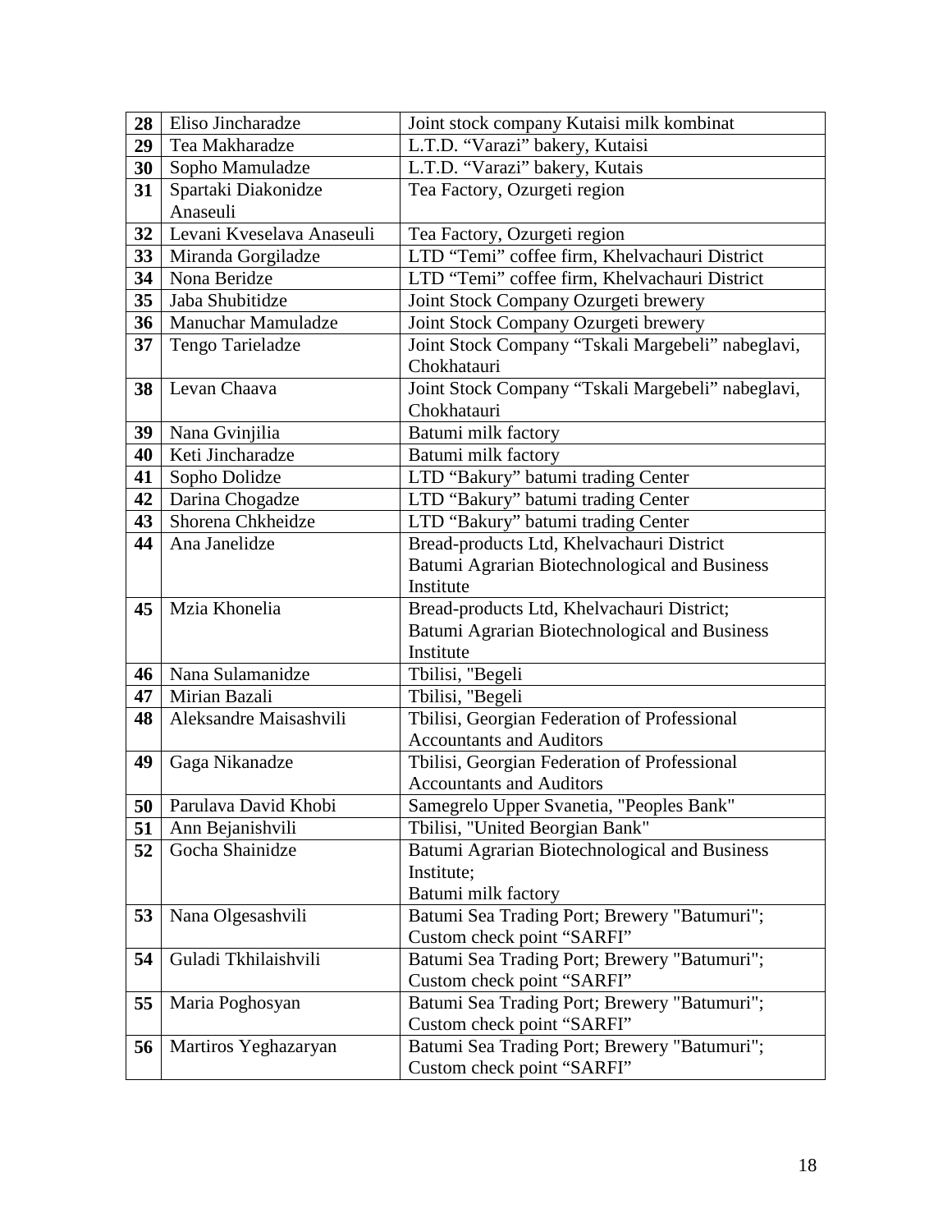| 28 | Eliso Jincharadze | Joint stock company Kutaisi milk kombinat |
|---|---|---|
| 29 | Tea Makharadze | L.T.D. “Varazi” bakery, Kutaisi |
| 30 | Sopho Mamuladze | L.T.D. “Varazi” bakery, Kutais |
| 31 | Spartaki Diakonidze Anaseuli | Tea Factory, Ozurgeti region |
| 32 | Levani Kveselava Anaseuli | Tea Factory, Ozurgeti region |
| 33 | Miranda Gorgiladze | LTD “Temi” coffee firm, Khelvachauri District |
| 34 | Nona Beridze | LTD “Temi” coffee firm, Khelvachauri District |
| 35 | Jaba Shubitidze | Joint Stock Company Ozurgeti brewery |
| 36 | Manuchar Mamuladze | Joint Stock Company Ozurgeti brewery |
| 37 | Tengo Tarieladze | Joint Stock Company “Tskali Margebeli” nabeglavi, Chokhatauri |
| 38 | Levan Chaava | Joint Stock Company “Tskali Margebeli” nabeglavi, Chokhatauri |
| 39 | Nana Gvinjilia | Batumi milk factory |
| 40 | Keti Jincharadze | Batumi milk factory |
| 41 | Sopho Dolidze | LTD “Bakury” batumi trading Center |
| 42 | Darina Chogadze | LTD “Bakury” batumi trading Center |
| 43 | Shorena Chkheidze | LTD “Bakury” batumi trading Center |
| 44 | Ana Janelidze | Bread-products Ltd, Khelvachauri District Batumi Agrarian Biotechnological and Business Institute |
| 45 | Mzia Khonelia | Bread-products Ltd, Khelvachauri District; Batumi Agrarian Biotechnological and Business Institute |
| 46 | Nana Sulamanidze | Tbilisi, "Begeli |
| 47 | Mirian Bazali | Tbilisi, "Begeli |
| 48 | Aleksandre Maisashvili | Tbilisi, Georgian Federation of Professional Accountants and Auditors |
| 49 | Gaga Nikanadze | Tbilisi, Georgian Federation of Professional Accountants and Auditors |
| 50 | Parulava David Khobi | Samegrelo Upper Svanetia, "Peoples Bank" |
| 51 | Ann Bejanishvili | Tbilisi, "United Beorgian Bank" |
| 52 | Gocha Shainidze | Batumi Agrarian Biotechnological and Business Institute; Batumi milk factory |
| 53 | Nana Olgesashvili | Batumi Sea Trading Port; Brewery "Batumuri"; Custom check point “SARFI” |
| 54 | Guladi Tkhilaishvili | Batumi Sea Trading Port; Brewery "Batumuri"; Custom check point “SARFI” |
| 55 | Maria Poghosyan | Batumi Sea Trading Port; Brewery "Batumuri"; Custom check point “SARFI” |
| 56 | Martiros Yeghazaryan | Batumi Sea Trading Port; Brewery "Batumuri"; Custom check point “SARFI” |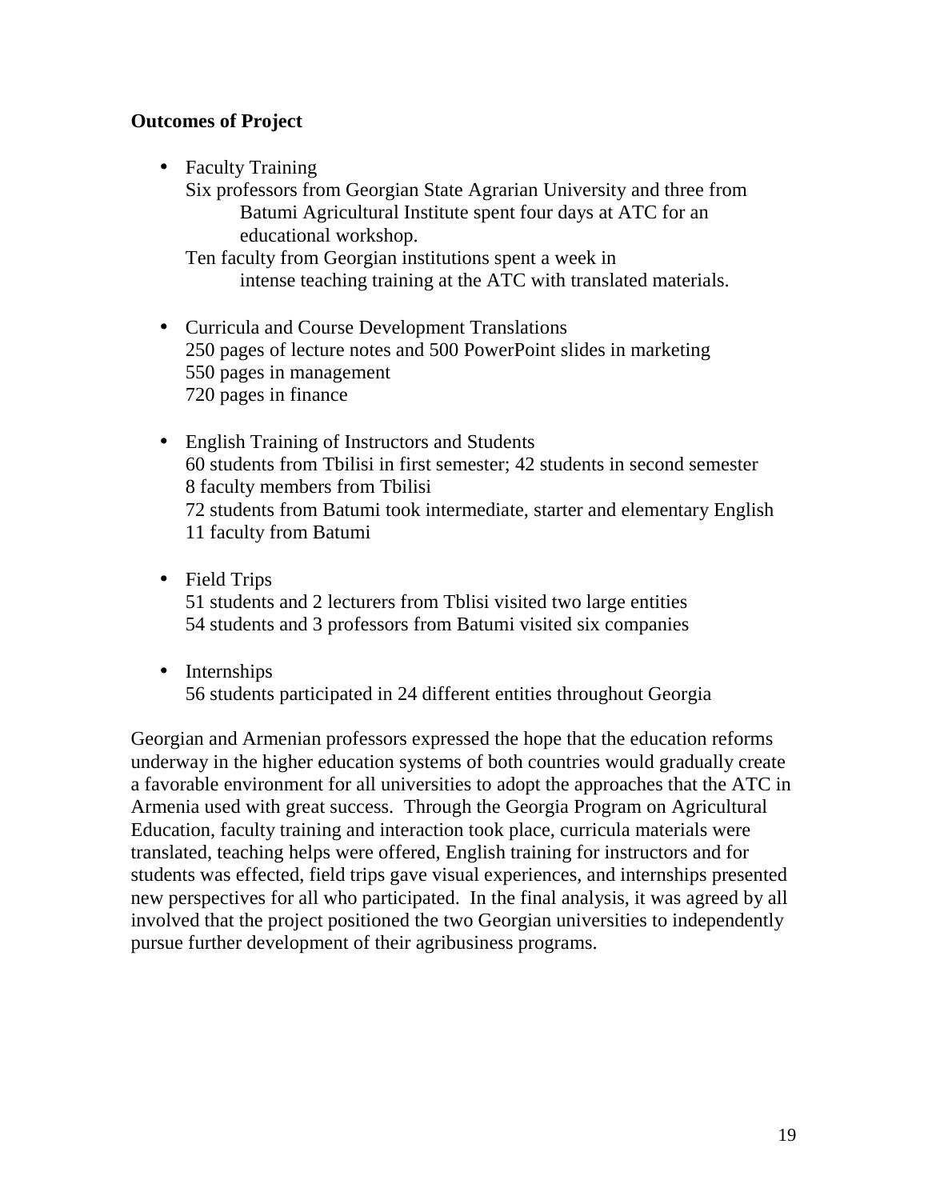**Outcomes of Project**

- Faculty Training
  Six professors from Georgian State Agrarian University and three from Batumi Agricultural Institute spent four days at ATC for an educational workshop.
  Ten faculty from Georgian institutions spent a week in intense teaching training at the ATC with translated materials.

- Curricula and Course Development Translations
  250 pages of lecture notes and 500 PowerPoint slides in marketing
  550 pages in management
  720 pages in finance

- English Training of Instructors and Students
  60 students from Tbilisi in first semester; 42 students in second semester
  8 faculty members from Tbilisi
  72 students from Batumi took intermediate, starter and elementary English
  11 faculty from Batumi

- Field Trips
  51 students and 2 lecturers from Tblisi visited two large entities
  54 students and 3 professors from Batumi visited six companies

- Internships
  56 students participated in 24 different entities throughout Georgia

Georgian and Armenian professors expressed the hope that the education reforms underway in the higher education systems of both countries would gradually create a favorable environment for all universities to adopt the approaches that the ATC in Armenia used with great success. Through the Georgia Program on Agricultural Education, faculty training and interaction took place, curricula materials were translated, teaching helps were offered, English training for instructors and for students was effected, field trips gave visual experiences, and internships presented new perspectives for all who participated. In the final analysis, it was agreed by all involved that the project positioned the two Georgian universities to independently pursue further development of their agribusiness programs.